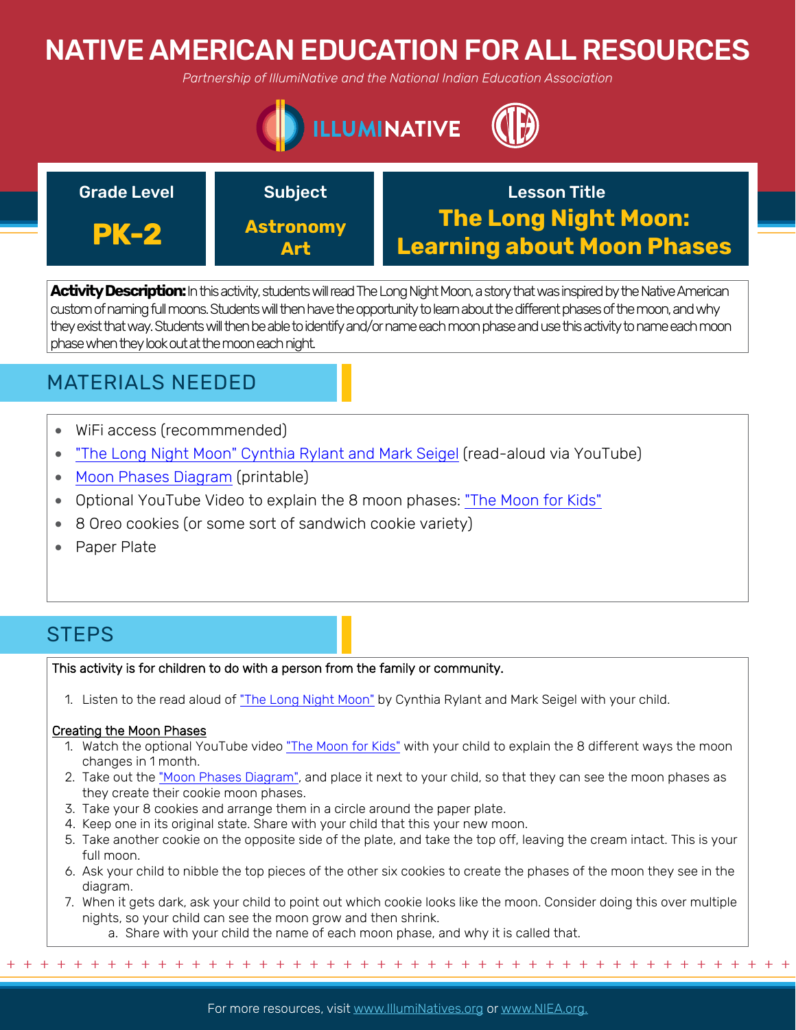# NATIVE AMERICAN EDUCATION FOR ALL RESOURCES

*Partnership of IllumiNative and the National Indian Education Association*

| Grade Level | Subject | Lesson Title |
|---|---|---|
| **PK-2** | **Astronomy Art** | **The Long Night Moon: Learning about Moon Phases** |

**Activity Description:** In this activity, students will read The Long Night Moon, a story that was inspired by the Native American custom of naming full moons. Students will then have the opportunity to learn about the different phases of the moon, and why they exist that way. Students will then be able to identify and/or name each moon phase and use this activity to name each moon phase when they look out at the moon each night.

## MATERIALS NEEDED

- WiFi access (recommmended)
- "The Long Night Moon" Cynthia Rylant and Mark Seigel (read-aloud via YouTube)
- Moon Phases Diagram (printable)
- Optional YouTube Video to explain the 8 moon phases: "The Moon for Kids"
- 8 Oreo cookies (or some sort of sandwich cookie variety)
- Paper Plate

## STEPS

This activity is for children to do with a person from the family or community.

1. Listen to the read aloud of "The Long Night Moon" by Cynthia Rylant and Mark Seigel with your child.

Creating the Moon Phases

1. Watch the optional YouTube video "The Moon for Kids" with your child to explain the 8 different ways the moon changes in 1 month.
2. Take out the "Moon Phases Diagram", and place it next to your child, so that they can see the moon phases as they create their cookie moon phases.
3. Take your 8 cookies and arrange them in a circle around the paper plate.
4. Keep one in its original state. Share with your child that this your new moon.
5. Take another cookie on the opposite side of the plate, and take the top off, leaving the cream intact. This is your full moon.
6. Ask your child to nibble the top pieces of the other six cookies to create the phases of the moon they see in the diagram.
7. When it gets dark, ask your child to point out which cookie looks like the moon. Consider doing this over multiple nights, so your child can see the moon grow and then shrink.
   a. Share with your child the name of each moon phase, and why it is called that.

For more resources, visit www.IllumiNatives.org or www.NIEA.org.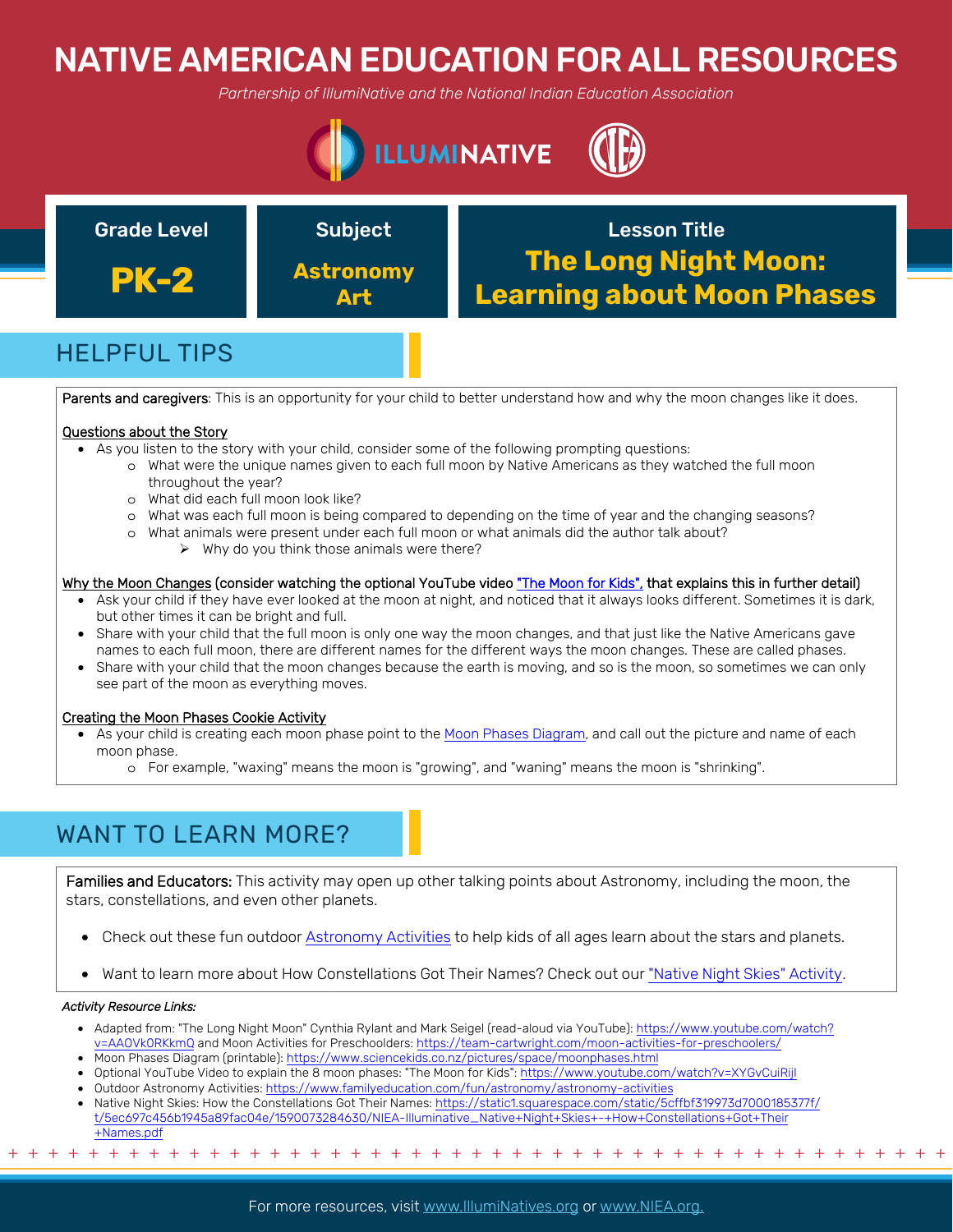# NATIVE AMERICAN EDUCATION FOR ALL RESOURCES

*Partnership of IllumiNative and the National Indian Education Association*

| Grade Level | Subject | Lesson Title |
|---|---|---|
| **PK-2** | **Astronomy Art** | **The Long Night Moon: Learning about Moon Phases** |

## HELPFUL TIPS

Parents and caregivers: This is an opportunity for your child to better understand how and why the moon changes like it does.

Questions about the Story

- As you listen to the story with your child, consider some of the following prompting questions:
  - What were the unique names given to each full moon by Native Americans as they watched the full moon throughout the year?
  - What did each full moon look like?
  - What was each full moon is being compared to depending on the time of year and the changing seasons?
  - What animals were present under each full moon or what animals did the author talk about?
    - Why do you think those animals were there?

Why the Moon Changes (consider watching the optional YouTube video "The Moon for Kids", that explains this in further detail)

- Ask your child if they have ever looked at the moon at night, and noticed that it always looks different. Sometimes it is dark, but other times it can be bright and full.
- Share with your child that the full moon is only one way the moon changes, and that just like the Native Americans gave names to each full moon, there are different names for the different ways the moon changes. These are called phases.
- Share with your child that the moon changes because the earth is moving, and so is the moon, so sometimes we can only see part of the moon as everything moves.

Creating the Moon Phases Cookie Activity

- As your child is creating each moon phase point to the Moon Phases Diagram, and call out the picture and name of each moon phase.
  - For example, "waxing" means the moon is "growing", and "waning" means the moon is "shrinking".

## WANT TO LEARN MORE?

Families and Educators: This activity may open up other talking points about Astronomy, including the moon, the stars, constellations, and even other planets.

- Check out these fun outdoor Astronomy Activities to help kids of all ages learn about the stars and planets.
- Want to learn more about How Constellations Got Their Names? Check out our "Native Night Skies" Activity.

*Activity Resource Links:*

- Adapted from: "The Long Night Moon" Cynthia Rylant and Mark Seigel (read-aloud via YouTube): https://www.youtube.com/watch?v=AAOVk0RKkmQ and Moon Activities for Preschoolders: https://team-cartwright.com/moon-activities-for-preschoolers/
- Moon Phases Diagram (printable): https://www.sciencekids.co.nz/pictures/space/moonphases.html
- Optional YouTube Video to explain the 8 moon phases: "The Moon for Kids": https://www.youtube.com/watch?v=XYGvCuiRijI
- Outdoor Astronomy Activities: https://www.familyeducation.com/fun/astronomy/astronomy-activities
- Native Night Skies: How the Constellations Got Their Names: https://static1.squarespace.com/static/5cffbf319973d7000185377f/t/5ec697c456b1945a89fac04e/1590073284630/NIEA-Illuminative_Native+Night+Skies+-+How+Constellations+Got+Their+Names.pdf

For more resources, visit www.IllumiNatives.org or www.NIEA.org.